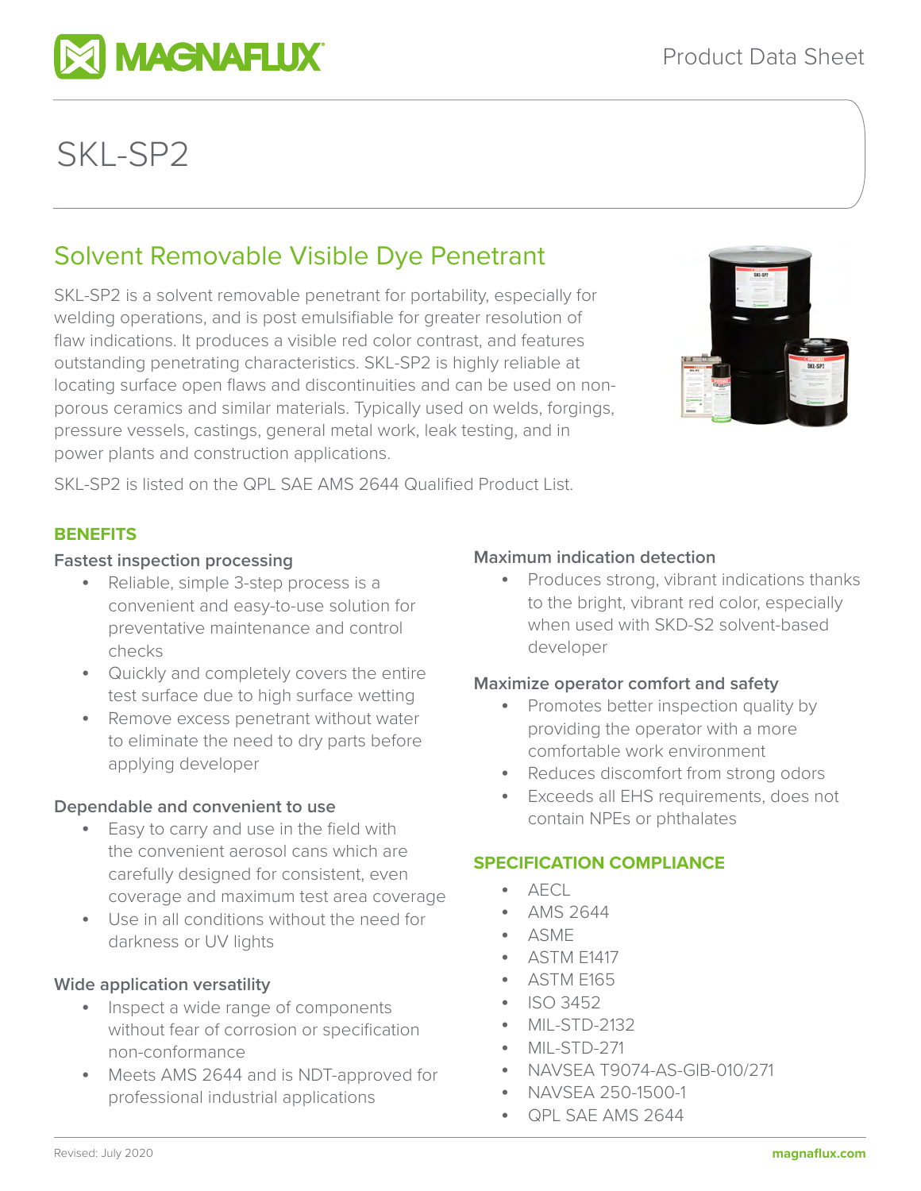Product Data Sheet

# SKL-SP2

## Solvent Removable Visible Dye Penetrant

SKL-SP2 is a solvent removable penetrant for portability, especially for welding operations, and is post emulsifiable for greater resolution of flaw indications. It produces a visible red color contrast, and features outstanding penetrating characteristics. SKL-SP2 is highly reliable at locating surface open flaws and discontinuities and can be used on non-porous ceramics and similar materials. Typically used on welds, forgings, pressure vessels, castings, general metal work, leak testing, and in power plants and construction applications.

SKL-SP2 is listed on the QPL SAE AMS 2644 Qualified Product List.

### BENEFITS

#### Fastest inspection processing

- Reliable, simple 3-step process is a convenient and easy-to-use solution for preventative maintenance and control checks
- Quickly and completely covers the entire test surface due to high surface wetting
- Remove excess penetrant without water to eliminate the need to dry parts before applying developer

#### Dependable and convenient to use

- Easy to carry and use in the field with the convenient aerosol cans which are carefully designed for consistent, even coverage and maximum test area coverage
- Use in all conditions without the need for darkness or UV lights

#### Wide application versatility

- Inspect a wide range of components without fear of corrosion or specification non-conformance
- Meets AMS 2644 and is NDT-approved for professional industrial applications

#### Maximum indication detection

- Produces strong, vibrant indications thanks to the bright, vibrant red color, especially when used with SKD-S2 solvent-based developer

#### Maximize operator comfort and safety

- Promotes better inspection quality by providing the operator with a more comfortable work environment
- Reduces discomfort from strong odors
- Exceeds all EHS requirements, does not contain NPEs or phthalates

### SPECIFICATION COMPLIANCE

- AECL
- AMS 2644
- ASME
- ASTM E1417
- ASTM E165
- ISO 3452
- MIL-STD-2132
- MIL-STD-271
- NAVSEA T9074-AS-GIB-010/271
- NAVSEA 250-1500-1
- QPL SAE AMS 2644

Revised: July 2020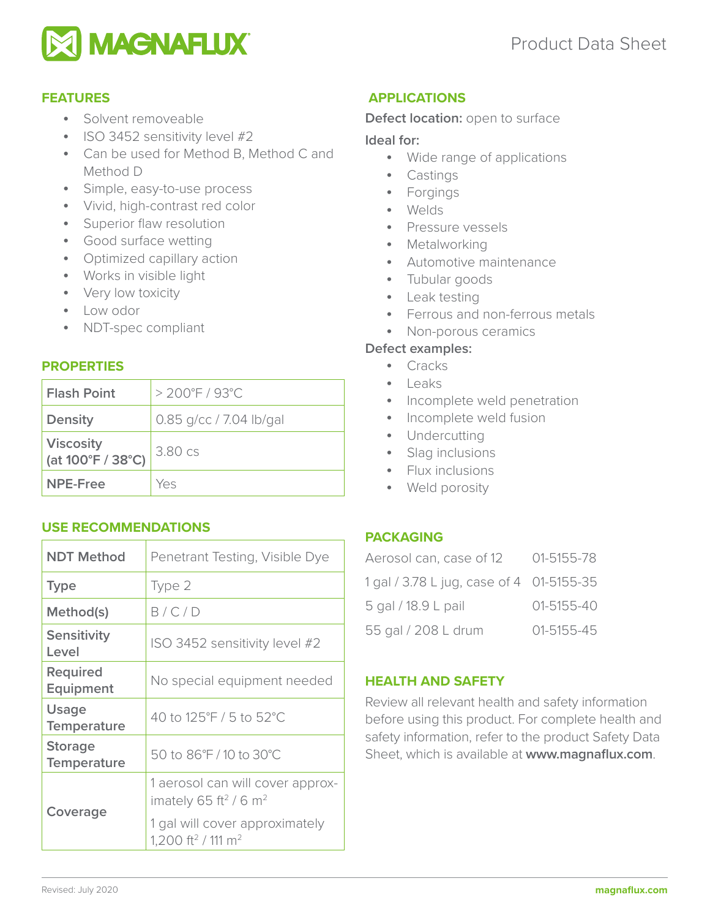Product Data Sheet

## FEATURES

- Solvent removeable
- ISO 3452 sensitivity level #2
- Can be used for Method B, Method C and Method D
- Simple, easy-to-use process
- Vivid, high-contrast red color
- Superior flaw resolution
- Good surface wetting
- Optimized capillary action
- Works in visible light
- Very low toxicity
- Low odor
- NDT-spec compliant

## PROPERTIES

| | |
|---|---|
| **Flash Point** | > 200°F / 93°C |
| **Density** | 0.85 g/cc / 7.04 lb/gal |
| **Viscosity (at 100°F / 38°C)** | 3.80 cs |
| **NPE-Free** | Yes |

## USE RECOMMENDATIONS

| | |
|---|---|
| **NDT Method** | Penetrant Testing, Visible Dye |
| **Type** | Type 2 |
| **Method(s)** | B / C / D |
| **Sensitivity Level** | ISO 3452 sensitivity level #2 |
| **Required Equipment** | No special equipment needed |
| **Usage Temperature** | 40 to 125°F / 5 to 52°C |
| **Storage Temperature** | 50 to 86°F / 10 to 30°C |
| **Coverage** | 1 aerosol can will cover approximately 65 $ft^2$ / 6 $m^2$<br>1 gal will cover approximately 1,200 $ft^2$ / 111 $m^2$ |

## APPLICATIONS

**Defect location:** open to surface

**Ideal for:**

- Wide range of applications
- Castings
- Forgings
- Welds
- Pressure vessels
- Metalworking
- Automotive maintenance
- Tubular goods
- Leak testing
- Ferrous and non-ferrous metals
- Non-porous ceramics

**Defect examples:**

- Cracks
- Leaks
- Incomplete weld penetration
- Incomplete weld fusion
- Undercutting
- Slag inclusions
- Flux inclusions
- Weld porosity

## PACKAGING

| | |
|---|---|
| Aerosol can, case of 12 | 01-5155-78 |
| 1 gal / 3.78 L jug, case of 4 | 01-5155-35 |
| 5 gal / 18.9 L pail | 01-5155-40 |
| 55 gal / 208 L drum | 01-5155-45 |

## HEALTH AND SAFETY

Review all relevant health and safety information before using this product. For complete health and safety information, refer to the product Safety Data Sheet, which is available at **www.magnaflux.com**.

Revised: July 2020